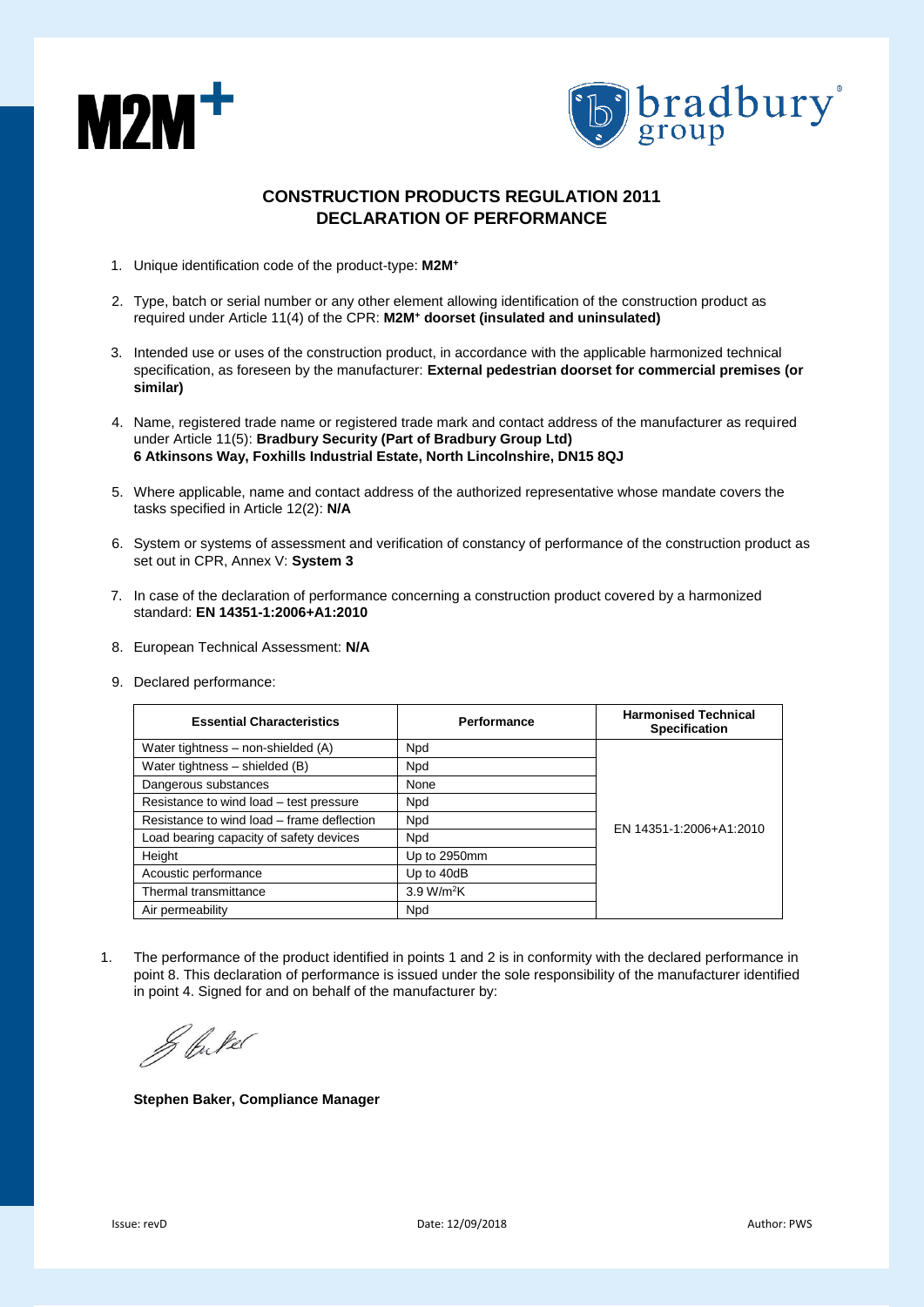M2M+

bradbury group

## CONSTRUCTION PRODUCTS REGULATION 2011
## DECLARATION OF PERFORMANCE

1. Unique identification code of the product-type: **M2M+**

2. Type, batch or serial number or any other element allowing identification of the construction product as required under Article 11(4) of the CPR: **M2M+ doorset (insulated and uninsulated)**

3. Intended use or uses of the construction product, in accordance with the applicable harmonized technical specification, as foreseen by the manufacturer: **External pedestrian doorset for commercial premises (or similar)**

4. Name, registered trade name or registered trade mark and contact address of the manufacturer as required under Article 11(5): **Bradbury Security (Part of Bradbury Group Ltd)**
   **6 Atkinsons Way, Foxhills Industrial Estate, North Lincolnshire, DN15 8QJ**

5. Where applicable, name and contact address of the authorized representative whose mandate covers the tasks specified in Article 12(2): **N/A**

6. System or systems of assessment and verification of constancy of performance of the construction product as set out in CPR, Annex V: **System 3**

7. In case of the declaration of performance concerning a construction product covered by a harmonized standard: **EN 14351-1:2006+A1:2010**

8. European Technical Assessment: **N/A**

9. Declared performance:

| Essential Characteristics | Performance | Harmonised Technical Specification |
|---|---|---|
| Water tightness – non-shielded (A) | Npd | EN 14351-1:2006+A1:2010 |
| Water tightness – shielded (B) | Npd | |
| Dangerous substances | None | |
| Resistance to wind load – test pressure | Npd | |
| Resistance to wind load – frame deflection | Npd | |
| Load bearing capacity of safety devices | Npd | |
| Height | Up to 2950mm | |
| Acoustic performance | Up to 40dB | |
| Thermal transmittance | 3.9 $W/m^2K$ | |
| Air permeability | Npd | |

1. The performance of the product identified in points 1 and 2 is in conformity with the declared performance in point 8. This declaration of performance is issued under the sole responsibility of the manufacturer identified in point 4. Signed for and on behalf of the manufacturer by:

**Stephen Baker, Compliance Manager**

Issue: revD | Date: 12/09/2018 | Author: PWS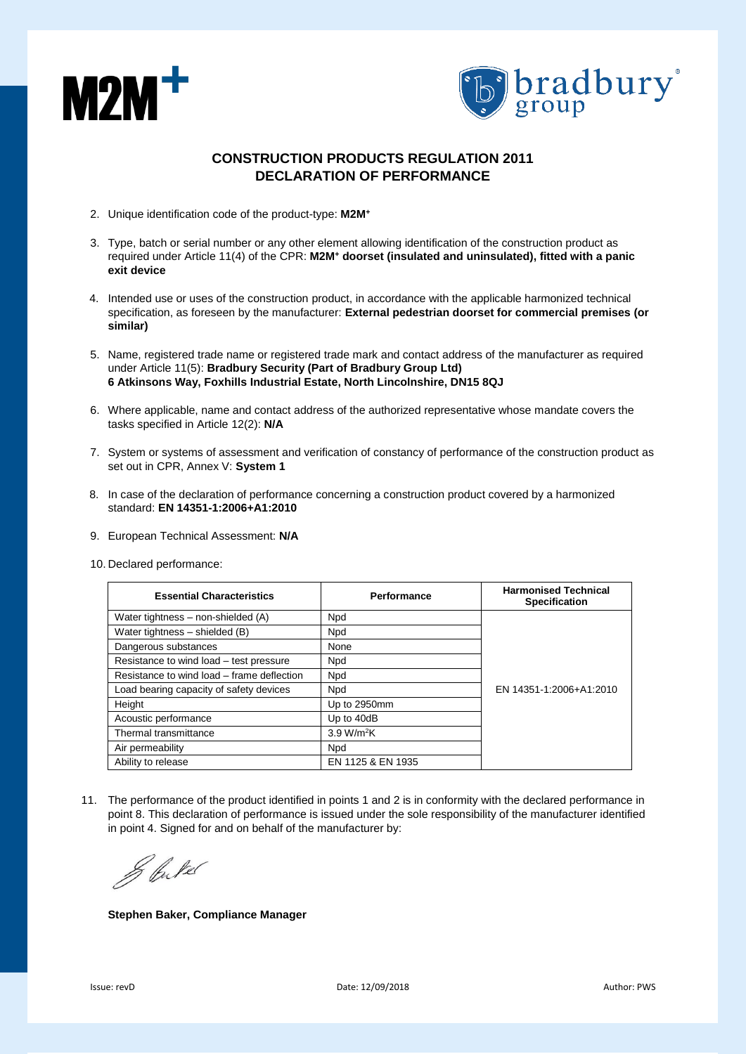M2M+

bradbury group

## CONSTRUCTION PRODUCTS REGULATION 2011
## DECLARATION OF PERFORMANCE

2. Unique identification code of the product-type: **M2M+**

3. Type, batch or serial number or any other element allowing identification of the construction product as required under Article 11(4) of the CPR: **M2M+ doorset (insulated and uninsulated), fitted with a panic exit device**

4. Intended use or uses of the construction product, in accordance with the applicable harmonized technical specification, as foreseen by the manufacturer: **External pedestrian doorset for commercial premises (or similar)**

5. Name, registered trade name or registered trade mark and contact address of the manufacturer as required under Article 11(5): **Bradbury Security (Part of Bradbury Group Ltd)**
**6 Atkinsons Way, Foxhills Industrial Estate, North Lincolnshire, DN15 8QJ**

6. Where applicable, name and contact address of the authorized representative whose mandate covers the tasks specified in Article 12(2): **N/A**

7. System or systems of assessment and verification of constancy of performance of the construction product as set out in CPR, Annex V: **System 1**

8. In case of the declaration of performance concerning a construction product covered by a harmonized standard: **EN 14351-1:2006+A1:2010**

9. European Technical Assessment: **N/A**

10. Declared performance:

| Essential Characteristics | Performance | Harmonised Technical Specification |
|---|---|---|
| Water tightness – non-shielded (A) | Npd | EN 14351-1:2006+A1:2010 |
| Water tightness – shielded (B) | Npd | |
| Dangerous substances | None | |
| Resistance to wind load – test pressure | Npd | |
| Resistance to wind load – frame deflection | Npd | |
| Load bearing capacity of safety devices | Npd | |
| Height | Up to 2950mm | |
| Acoustic performance | Up to 40dB | |
| Thermal transmittance | 3.9 $W/m^2K$ | |
| Air permeability | Npd | |
| Ability to release | EN 1125 & EN 1935 | |

11. The performance of the product identified in points 1 and 2 is in conformity with the declared performance in point 8. This declaration of performance is issued under the sole responsibility of the manufacturer identified in point 4. Signed for and on behalf of the manufacturer by:

**Stephen Baker, Compliance Manager**

Issue: revD Date: 12/09/2018 Author: PWS